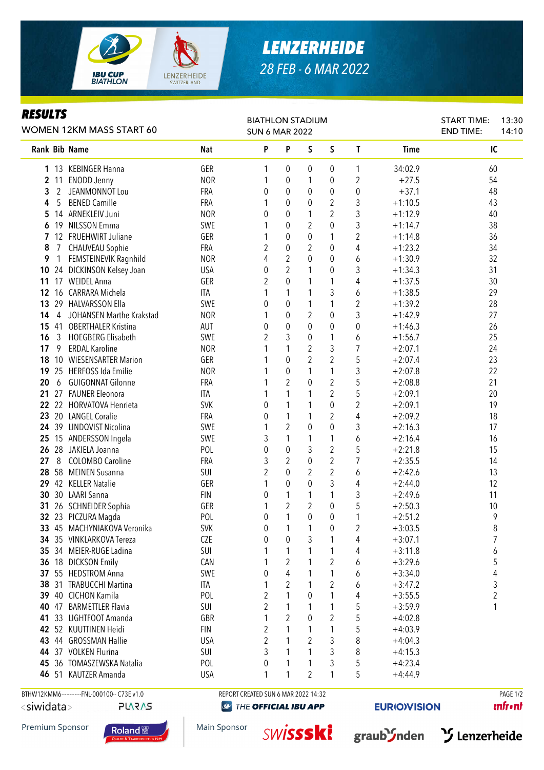# LENZERHEIDE

28 FEB - 6 MAR 2022

## RESULTS

WOMEN 12KM MASS START 60

BIATHLON STADIUM
SUN 6 MAR 2022

START TIME: 13:30
END TIME: 14:10

| Rank | Bib | Name | Nat | P | P | S | S | T | Time | IC |
|---|---|---|---|---|---|---|---|---|---|---|
| 1 | 13 | KEBINGER Hanna | GER | 1 | 0 | 0 | 0 | 1 | 34:02.9 | 60 |
| 2 | 11 | ENODD Jenny | NOR | 1 | 0 | 1 | 0 | 2 | +27.5 | 54 |
| 3 | 2 | JEANMONNOT Lou | FRA | 0 | 0 | 0 | 0 | 0 | +37.1 | 48 |
| 4 | 5 | BENED Camille | FRA | 1 | 0 | 0 | 2 | 3 | +1:10.5 | 43 |
| 5 | 14 | ARNEKLEIV Juni | NOR | 0 | 0 | 1 | 2 | 3 | +1:12.9 | 40 |
| 6 | 19 | NILSSON Emma | SWE | 1 | 0 | 2 | 0 | 3 | +1:14.7 | 38 |
| 7 | 12 | FRUEHWIRT Juliane | GER | 1 | 0 | 0 | 1 | 2 | +1:14.8 | 36 |
| 8 | 7 | CHAUVEAU Sophie | FRA | 2 | 0 | 2 | 0 | 4 | +1:23.2 | 34 |
| 9 | 1 | FEMSTEINEVIK Ragnhild | NOR | 4 | 2 | 0 | 0 | 6 | +1:30.9 | 32 |
| 10 | 24 | DICKINSON Kelsey Joan | USA | 0 | 2 | 1 | 0 | 3 | +1:34.3 | 31 |
| 11 | 17 | WEIDEL Anna | GER | 2 | 0 | 1 | 1 | 4 | +1:37.5 | 30 |
| 12 | 16 | CARRARA Michela | ITA | 1 | 1 | 1 | 3 | 6 | +1:38.5 | 29 |
| 13 | 29 | HALVARSSON Ella | SWE | 0 | 0 | 1 | 1 | 2 | +1:39.2 | 28 |
| 14 | 4 | JOHANSEN Marthe Krakstad | NOR | 1 | 0 | 2 | 0 | 3 | +1:42.9 | 27 |
| 15 | 41 | OBERTHALER Kristina | AUT | 0 | 0 | 0 | 0 | 0 | +1:46.3 | 26 |
| 16 | 3 | HOEGBERG Elisabeth | SWE | 2 | 3 | 0 | 1 | 6 | +1:56.7 | 25 |
| 17 | 9 | ERDAL Karoline | NOR | 1 | 1 | 2 | 3 | 7 | +2:07.1 | 24 |
| 18 | 10 | WIESENSARTER Marion | GER | 1 | 0 | 2 | 2 | 5 | +2:07.4 | 23 |
| 19 | 25 | HERFOSS Ida Emilie | NOR | 1 | 0 | 1 | 1 | 3 | +2:07.8 | 22 |
| 20 | 6 | GUIGONNAT Gilonne | FRA | 1 | 2 | 0 | 2 | 5 | +2:08.8 | 21 |
| 21 | 27 | FAUNER Eleonora | ITA | 1 | 1 | 1 | 2 | 5 | +2:09.1 | 20 |
| 22 | 22 | HORVATOVA Henrieta | SVK | 0 | 1 | 1 | 0 | 2 | +2:09.1 | 19 |
| 23 | 20 | LANGEL Coralie | FRA | 0 | 1 | 1 | 2 | 4 | +2:09.2 | 18 |
| 24 | 39 | LINDQVIST Nicolina | SWE | 1 | 2 | 0 | 0 | 3 | +2:16.3 | 17 |
| 25 | 15 | ANDERSSON Ingela | SWE | 3 | 1 | 1 | 1 | 6 | +2:16.4 | 16 |
| 26 | 28 | JAKIELA Joanna | POL | 0 | 0 | 3 | 2 | 5 | +2:21.8 | 15 |
| 27 | 8 | COLOMBO Caroline | FRA | 3 | 2 | 0 | 2 | 7 | +2:35.5 | 14 |
| 28 | 58 | MEINEN Susanna | SUI | 2 | 0 | 2 | 2 | 6 | +2:42.6 | 13 |
| 29 | 42 | KELLER Natalie | GER | 1 | 0 | 0 | 3 | 4 | +2:44.0 | 12 |
| 30 | 30 | LAARI Sanna | FIN | 0 | 1 | 1 | 1 | 3 | +2:49.6 | 11 |
| 31 | 26 | SCHNEIDER Sophia | GER | 1 | 2 | 2 | 0 | 5 | +2:50.3 | 10 |
| 32 | 23 | PICZURA Magda | POL | 0 | 1 | 0 | 0 | 1 | +2:51.2 | 9 |
| 33 | 45 | MACHYNIAKOVA Veronika | SVK | 0 | 1 | 1 | 0 | 2 | +3:03.5 | 8 |
| 34 | 35 | VINKLARKOVA Tereza | CZE | 0 | 0 | 3 | 1 | 4 | +3:07.1 | 7 |
| 35 | 34 | MEIER-RUGE Ladina | SUI | 1 | 1 | 1 | 1 | 4 | +3:11.8 | 6 |
| 36 | 18 | DICKSON Emily | CAN | 1 | 2 | 1 | 2 | 6 | +3:29.6 | 5 |
| 37 | 55 | HEDSTROM Anna | SWE | 0 | 4 | 1 | 1 | 6 | +3:34.0 | 4 |
| 38 | 31 | TRABUCCHI Martina | ITA | 1 | 2 | 1 | 2 | 6 | +3:47.2 | 3 |
| 39 | 40 | CICHON Kamila | POL | 2 | 1 | 0 | 1 | 4 | +3:55.5 | 2 |
| 40 | 47 | BARMETTLER Flavia | SUI | 2 | 1 | 1 | 1 | 5 | +3:59.9 | 1 |
| 41 | 33 | LIGHTFOOT Amanda | GBR | 1 | 2 | 0 | 2 | 5 | +4:02.8 | |
| 42 | 52 | KUUTTINEN Heidi | FIN | 2 | 1 | 1 | 1 | 5 | +4:03.9 | |
| 43 | 44 | GROSSMAN Hallie | USA | 2 | 1 | 2 | 3 | 8 | +4:04.3 | |
| 44 | 37 | VOLKEN Flurina | SUI | 3 | 1 | 1 | 3 | 8 | +4:15.3 | |
| 45 | 36 | TOMASZEWSKA Natalia | POL | 0 | 1 | 1 | 3 | 5 | +4:23.4 | |
| 46 | 51 | KAUTZER Amanda | USA | 1 | 1 | 2 | 1 | 5 | +4:44.9 | |

BTHW12KMM6-----------FNL-000100-- C73E v1.0 REPORT CREATED SUN 6 MAR 2022 14:32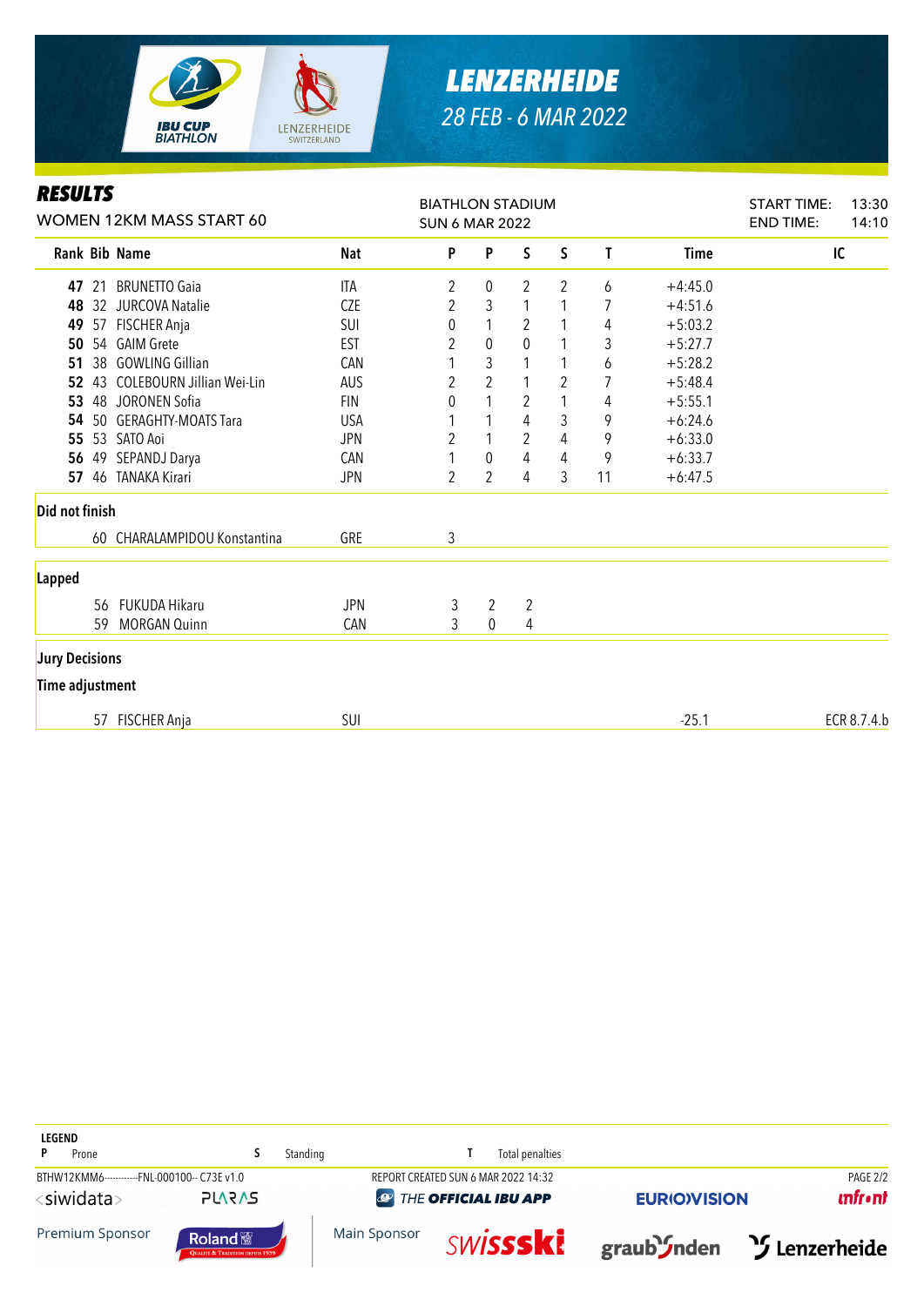# LENZERHEIDE

*28 FEB - 6 MAR 2022*

## RESULTS

WOMEN 12KM MASS START 60

BIATHLON STADIUM
SUN 6 MAR 2022

START TIME: 13:30
END TIME: 14:10

| Rank | Bib | Name | Nat | P | P | S | S | T | Time | IC |
|---|---|---|---|---|---|---|---|---|---|---|
| **47** | 21 | BRUNETTO Gaia | ITA | 2 | 0 | 2 | 2 | 6 | +4:45.0 | |
| **48** | 32 | JURCOVA Natalie | CZE | 2 | 3 | 1 | 1 | 7 | +4:51.6 | |
| **49** | 57 | FISCHER Anja | SUI | 0 | 1 | 2 | 1 | 4 | +5:03.2 | |
| **50** | 54 | GAIM Grete | EST | 2 | 0 | 0 | 1 | 3 | +5:27.7 | |
| **51** | 38 | GOWLING Gillian | CAN | 1 | 3 | 1 | 1 | 6 | +5:28.2 | |
| **52** | 43 | COLEBOURN Jillian Wei-Lin | AUS | 2 | 2 | 1 | 2 | 7 | +5:48.4 | |
| **53** | 48 | JORONEN Sofia | FIN | 0 | 1 | 2 | 1 | 4 | +5:55.1 | |
| **54** | 50 | GERAGHTY-MOATS Tara | USA | 1 | 1 | 4 | 3 | 9 | +6:24.6 | |
| **55** | 53 | SATO Aoi | JPN | 2 | 1 | 2 | 4 | 9 | +6:33.0 | |
| **56** | 49 | SEPANDJ Darya | CAN | 1 | 0 | 4 | 4 | 9 | +6:33.7 | |
| **57** | 46 | TANAKA Kirari | JPN | 2 | 2 | 4 | 3 | 11 | +6:47.5 | |

### Did not finish

| | Bib | Name | Nat | P | P | S | S | T | Time | IC |
|---|---|---|---|---|---|---|---|---|---|---|
| | 60 | CHARALAMPIDOU Konstantina | GRE | 3 | | | | | | |

### Lapped

| | Bib | Name | Nat | P | P | S | S | T | Time | IC |
|---|---|---|---|---|---|---|---|---|---|---|
| | 56 | FUKUDA Hikaru | JPN | 3 | 2 | 2 | | | | |
| | 59 | MORGAN Quinn | CAN | 3 | 0 | 4 | | | | |

### Jury Decisions

### Time adjustment

| | Bib | Name | Nat | Time | IC |
|---|---|---|---|---|---|
| | 57 | FISCHER Anja | SUI | -25.1 | ECR 8.7.4.b |

**LEGEND**

P Prone S Standing T Total penalties

BTHW12KMM6------------FNL-000100-- C73E v1.0

REPORT CREATED SUN 6 MAR 2022 14:32